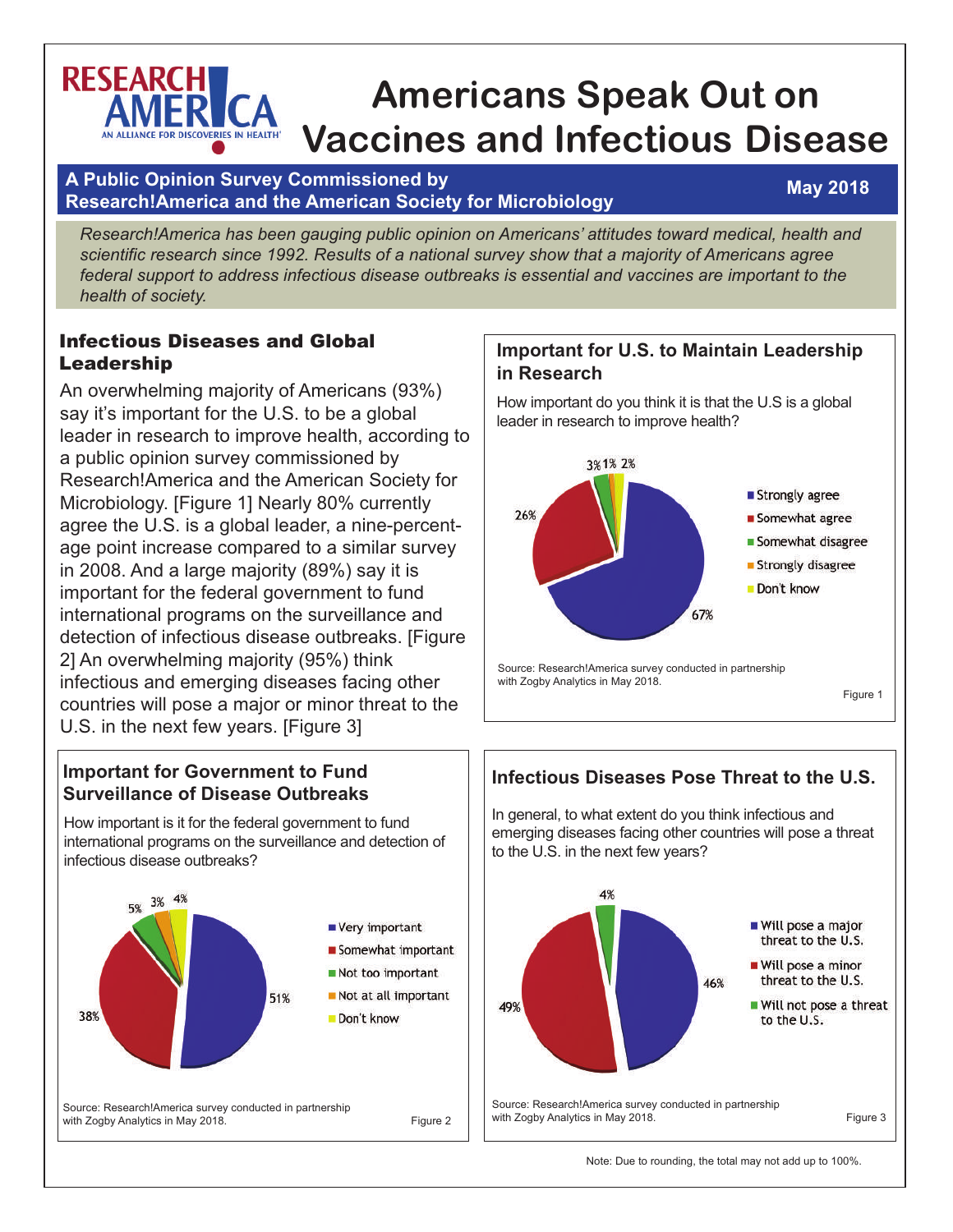# Americans Speak Out on Vaccines and Infectious Disease

RESEARCH!AMERICA — AN ALLIANCE FOR DISCOVERIES IN HEALTH

**A Public Opinion Survey Commissioned by Research!America and the American Society for Microbiology** — **May 2018**

*Research!America has been gauging public opinion on Americans' attitudes toward medical, health and scientific research since 1992. Results of a national survey show that a majority of Americans agree federal support to address infectious disease outbreaks is essential and vaccines are important to the health of society.*

## Infectious Diseases and Global Leadership

An overwhelming majority of Americans (93%) say it's important for the U.S. to be a global leader in research to improve health, according to a public opinion survey commissioned by Research!America and the American Society for Microbiology. [Figure 1] Nearly 80% currently agree the U.S. is a global leader, a nine-percentage point increase compared to a similar survey in 2008. And a large majority (89%) say it is important for the federal government to fund international programs on the surveillance and detection of infectious disease outbreaks. [Figure 2] An overwhelming majority (95%) think infectious and emerging diseases facing other countries will pose a major or minor threat to the U.S. in the next few years. [Figure 3]

### Important for U.S. to Maintain Leadership in Research

How important do you think it is that the U.S is a global leader in research to improve health?

| Response | Percent |
|---|---|
| Strongly agree | 67% |
| Somewhat agree | 26% |
| Somewhat disagree | 3% |
| Strongly disagree | 1% |
| Don't know | 2% |

Source: Research!America survey conducted in partnership with Zogby Analytics in May 2018.

Figure 1

### Important for Government to Fund Surveillance of Disease Outbreaks

How important is it for the federal government to fund international programs on the surveillance and detection of infectious disease outbreaks?

| Response | Percent |
|---|---|
| Very important | 51% |
| Somewhat important | 38% |
| Not too important | 5% |
| Not at all important | 3% |
| Don't know | 4% |

Source: Research!America survey conducted in partnership with Zogby Analytics in May 2018.

Figure 2

### Infectious Diseases Pose Threat to the U.S.

In general, to what extent do you think infectious and emerging diseases facing other countries will pose a threat to the U.S. in the next few years?

| Response | Percent |
|---|---|
| Will pose a major threat to the U.S. | 46% |
| Will pose a minor threat to the U.S. | 49% |
| Will not pose a threat to the U.S. | 4% |

Source: Research!America survey conducted in partnership with Zogby Analytics in May 2018.

Figure 3

Note: Due to rounding, the total may not add up to 100%.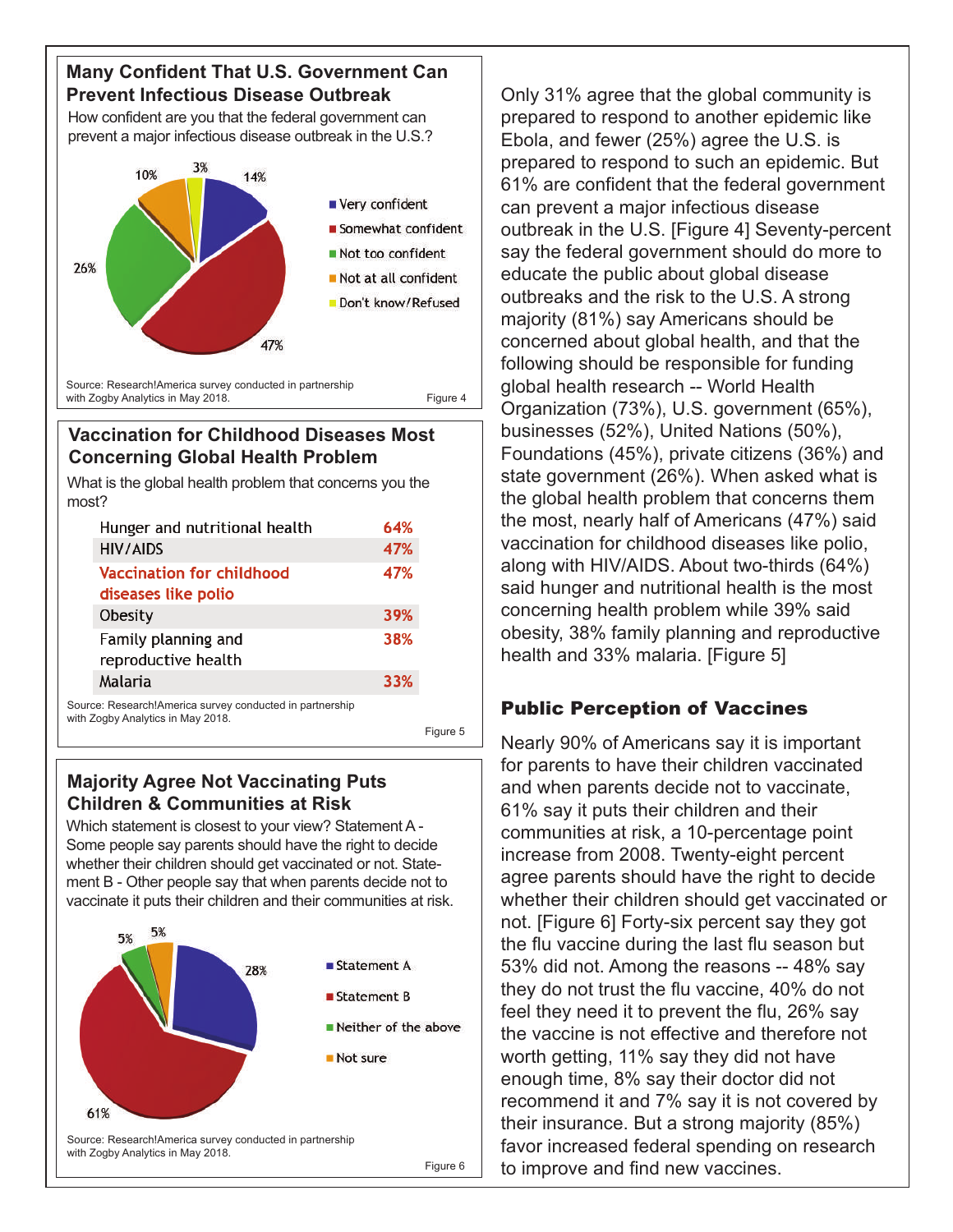## Many Confident That U.S. Government Can Prevent Infectious Disease Outbreak

How confident are you that the federal government can prevent a major infectious disease outbreak in the U.S.?

- Very confident: 14%
- Somewhat confident: 47%
- Not too confident: 26%
- Not at all confident: 10%
- Don't know/Refused: 3%

Source: Research!America survey conducted in partnership with Zogby Analytics in May 2018.

Figure 4

## Vaccination for Childhood Diseases Most Concerning Global Health Problem

What is the global health problem that concerns you the most?

| | |
|---|---|
| Hunger and nutritional health | 64% |
| HIV/AIDS | 47% |
| Vaccination for childhood diseases like polio | 47% |
| Obesity | 39% |
| Family planning and reproductive health | 38% |
| Malaria | 33% |

Source: Research!America survey conducted in partnership with Zogby Analytics in May 2018.

Figure 5

## Majority Agree Not Vaccinating Puts Children & Communities at Risk

Which statement is closest to your view? Statement A - Some people say parents should have the right to decide whether their children should get vaccinated or not. Statement B - Other people say that when parents decide not to vaccinate it puts their children and their communities at risk.

- Statement A: 28%
- Statement B: 61%
- Neither of the above: 5%
- Not sure: 5%

Source: Research!America survey conducted in partnership with Zogby Analytics in May 2018.

Figure 6

Only 31% agree that the global community is prepared to respond to another epidemic like Ebola, and fewer (25%) agree the U.S. is prepared to respond to such an epidemic. But 61% are confident that the federal government can prevent a major infectious disease outbreak in the U.S. [Figure 4] Seventy-percent say the federal government should do more to educate the public about global disease outbreaks and the risk to the U.S. A strong majority (81%) say Americans should be concerned about global health, and that the following should be responsible for funding global health research -- World Health Organization (73%), U.S. government (65%), businesses (52%), United Nations (50%), Foundations (45%), private citizens (36%) and state government (26%). When asked what is the global health problem that concerns them the most, nearly half of Americans (47%) said vaccination for childhood diseases like polio, along with HIV/AIDS. About two-thirds (64%) said hunger and nutritional health is the most concerning health problem while 39% said obesity, 38% family planning and reproductive health and 33% malaria. [Figure 5]

## Public Perception of Vaccines

Nearly 90% of Americans say it is important for parents to have their children vaccinated and when parents decide not to vaccinate, 61% say it puts their children and their communities at risk, a 10-percentage point increase from 2008. Twenty-eight percent agree parents should have the right to decide whether their children should get vaccinated or not. [Figure 6] Forty-six percent say they got the flu vaccine during the last flu season but 53% did not. Among the reasons -- 48% say they do not trust the flu vaccine, 40% do not feel they need it to prevent the flu, 26% say the vaccine is not effective and therefore not worth getting, 11% say they did not have enough time, 8% say their doctor did not recommend it and 7% say it is not covered by their insurance. But a strong majority (85%) favor increased federal spending on research to improve and find new vaccines.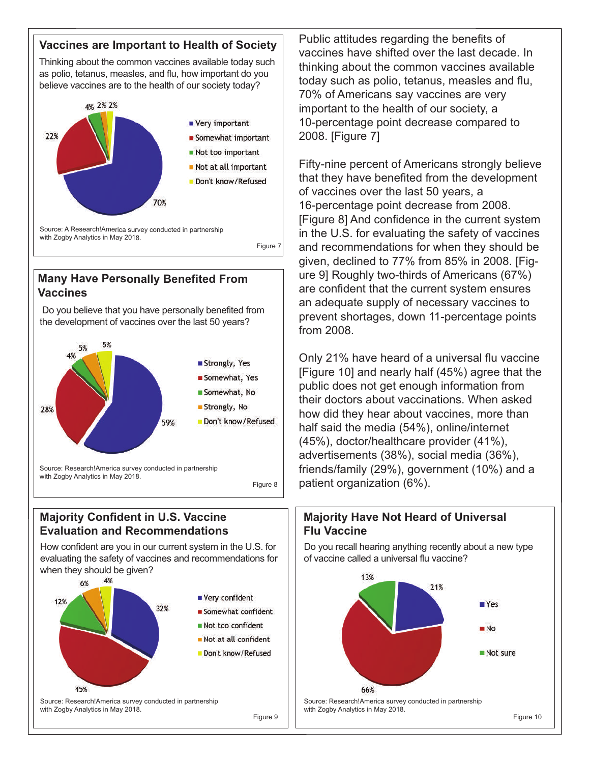### Vaccines are Important to Health of Society

Thinking about the common vaccines available today such as polio, tetanus, measles, and flu, how important do you believe vaccines are to the health of our society today?

| Response | Percent |
|---|---|
| Very important | 70% |
| Somewhat important | 22% |
| Not too important | 4% |
| Not at all important | 2% |
| Don't know/Refused | 2% |

Source: A Research!America survey conducted in partnership with Zogby Analytics in May 2018.

Figure 7

### Many Have Personally Benefited From Vaccines

Do you believe that you have personally benefited from the development of vaccines over the last 50 years?

| Response | Percent |
|---|---|
| Strongly, Yes | 59% |
| Somewhat, Yes | 28% |
| Somewhat, No | 4% |
| Strongly, No | 5% |
| Don't know/Refused | 5% |

Source: Research!America survey conducted in partnership with Zogby Analytics in May 2018.

Figure 8

### Majority Confident in U.S. Vaccine Evaluation and Recommendations

How confident are you in our current system in the U.S. for evaluating the safety of vaccines and recommendations for when they should be given?

| Response | Percent |
|---|---|
| Very confident | 32% |
| Somewhat confident | 45% |
| Not too confident | 12% |
| Not at all confident | 6% |
| Don't know/Refused | 4% |

Source: Research!America survey conducted in partnership with Zogby Analytics in May 2018.

Figure 9

Public attitudes regarding the benefits of vaccines have shifted over the last decade. In thinking about the common vaccines available today such as polio, tetanus, measles and flu, 70% of Americans say vaccines are very important to the health of our society, a 10-percentage point decrease compared to 2008. [Figure 7]

Fifty-nine percent of Americans strongly believe that they have benefited from the development of vaccines over the last 50 years, a 16-percentage point decrease from 2008. [Figure 8] And confidence in the current system in the U.S. for evaluating the safety of vaccines and recommendations for when they should be given, declined to 77% from 85% in 2008. [Figure 9] Roughly two-thirds of Americans (67%) are confident that the current system ensures an adequate supply of necessary vaccines to prevent shortages, down 11-percentage points from 2008.

Only 21% have heard of a universal flu vaccine [Figure 10] and nearly half (45%) agree that the public does not get enough information from their doctors about vaccinations. When asked how did they hear about vaccines, more than half said the media (54%), online/internet (45%), doctor/healthcare provider (41%), advertisements (38%), social media (36%), friends/family (29%), government (10%) and a patient organization (6%).

### Majority Have Not Heard of Universal Flu Vaccine

Do you recall hearing anything recently about a new type of vaccine called a universal flu vaccine?

| Response | Percent |
|---|---|
| Yes | 21% |
| No | 66% |
| Not sure | 13% |

Source: Research!America survey conducted in partnership with Zogby Analytics in May 2018.

Figure 10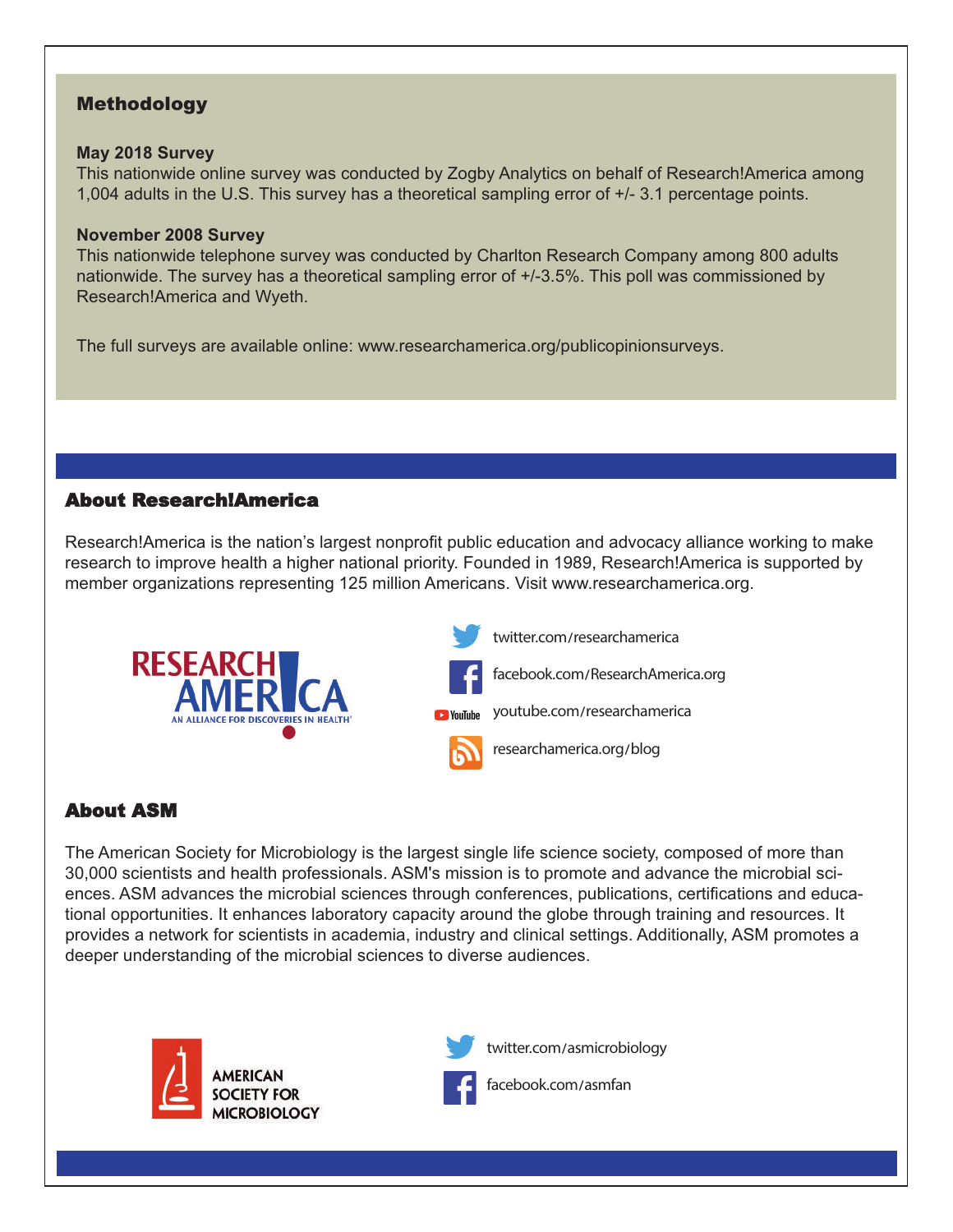## Methodology

**May 2018 Survey**
This nationwide online survey was conducted by Zogby Analytics on behalf of Research!America among 1,004 adults in the U.S. This survey has a theoretical sampling error of +/- 3.1 percentage points.

**November 2008 Survey**
This nationwide telephone survey was conducted by Charlton Research Company among 800 adults nationwide. The survey has a theoretical sampling error of +/-3.5%. This poll was commissioned by Research!America and Wyeth.

The full surveys are available online: www.researchamerica.org/publicopinionsurveys.

## About Research!America

Research!America is the nation's largest nonprofit public education and advocacy alliance working to make research to improve health a higher national priority. Founded in 1989, Research!America is supported by member organizations representing 125 million Americans. Visit www.researchamerica.org.

RESEARCH!AMERICA
AN ALLIANCE FOR DISCOVERIES IN HEALTH

twitter.com/researchamerica
facebook.com/ResearchAmerica.org
youtube.com/researchamerica
researchamerica.org/blog

## About ASM

The American Society for Microbiology is the largest single life science society, composed of more than 30,000 scientists and health professionals. ASM's mission is to promote and advance the microbial sciences. ASM advances the microbial sciences through conferences, publications, certifications and educational opportunities. It enhances laboratory capacity around the globe through training and resources. It provides a network for scientists in academia, industry and clinical settings. Additionally, ASM promotes a deeper understanding of the microbial sciences to diverse audiences.

AMERICAN SOCIETY FOR MICROBIOLOGY

twitter.com/asmicrobiology
facebook.com/asmfan